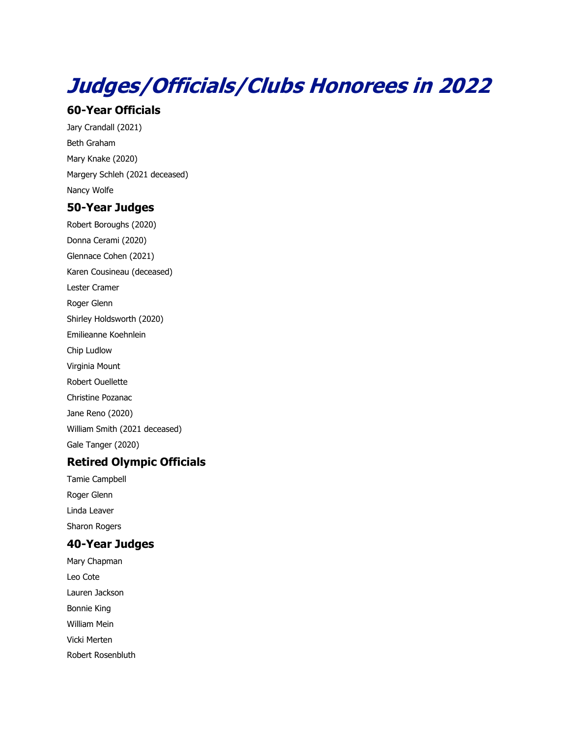# Judges/Officials/Clubs Honorees in 2022

## 60-Year Officials

Jary Crandall (2021)

Beth Graham

Mary Knake (2020)

Margery Schleh (2021 deceased)

Nancy Wolfe

## 50-Year Judges

Robert Boroughs (2020)

Donna Cerami (2020)

Glennace Cohen (2021)

Karen Cousineau (deceased)

Lester Cramer

Roger Glenn

Shirley Holdsworth (2020)

Emilieanne Koehnlein

Chip Ludlow

Virginia Mount

Robert Ouellette

Christine Pozanac

Jane Reno (2020)

William Smith (2021 deceased)

Gale Tanger (2020)

## Retired Olympic Officials

Tamie Campbell

Roger Glenn

Linda Leaver

Sharon Rogers

## 40-Year Judges

Mary Chapman

Leo Cote

Lauren Jackson

Bonnie King

William Mein

Vicki Merten

Robert Rosenbluth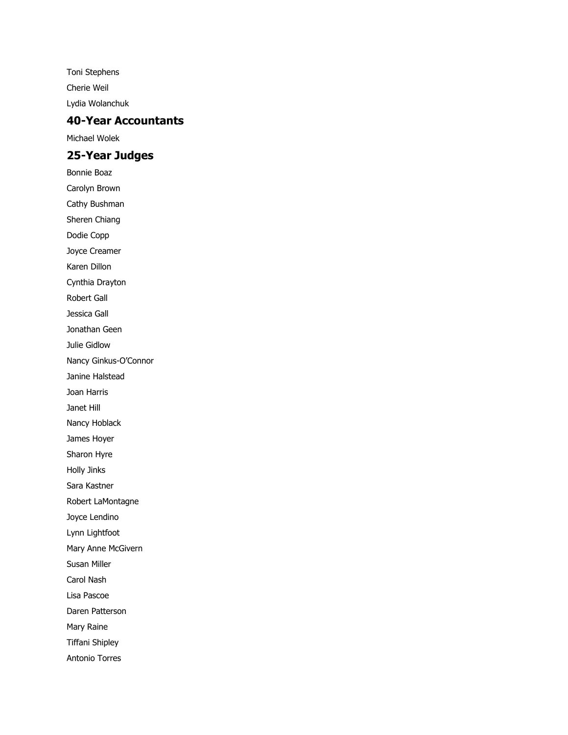Toni Stephens

Cherie Weil

Lydia Wolanchuk

## 40-Year Accountants

Michael Wolek

## 25-Year Judges

Bonnie Boaz

Carolyn Brown

Cathy Bushman

Sheren Chiang

Dodie Copp

Joyce Creamer

Karen Dillon

Cynthia Drayton

Robert Gall

Jessica Gall

Jonathan Geen

Julie Gidlow

Nancy Ginkus-O'Connor

Janine Halstead

Joan Harris

Janet Hill

Nancy Hoblack

James Hoyer

Sharon Hyre

Holly Jinks

Sara Kastner

Robert LaMontagne

Joyce Lendino

Lynn Lightfoot

Mary Anne McGivern

Susan Miller

Carol Nash

Lisa Pascoe

Daren Patterson

Mary Raine

Tiffani Shipley

Antonio Torres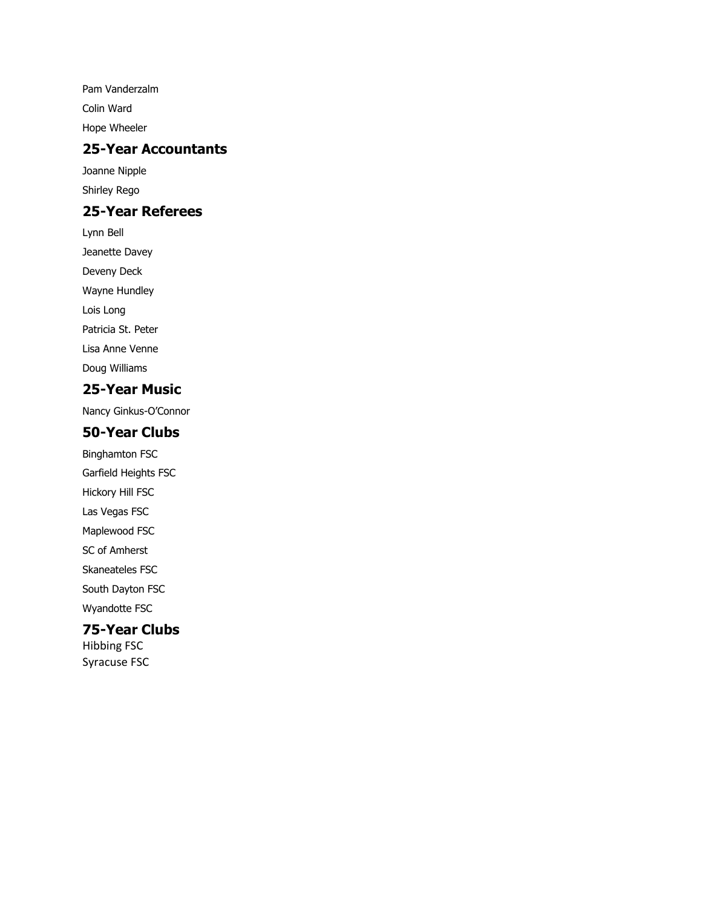Pam Vanderzalm

Colin Ward

Hope Wheeler

## 25-Year Accountants

Joanne Nipple

Shirley Rego

## 25-Year Referees

Lynn Bell

Jeanette Davey

Deveny Deck

Wayne Hundley

Lois Long

Patricia St. Peter

Lisa Anne Venne

Doug Williams

## 25-Year Music

Nancy Ginkus-O'Connor

## 50-Year Clubs

Binghamton FSC

Garfield Heights FSC

Hickory Hill FSC

Las Vegas FSC

Maplewood FSC

SC of Amherst

Skaneateles FSC

South Dayton FSC

Wyandotte FSC

## 75-Year Clubs

Hibbing FSC

Syracuse FSC